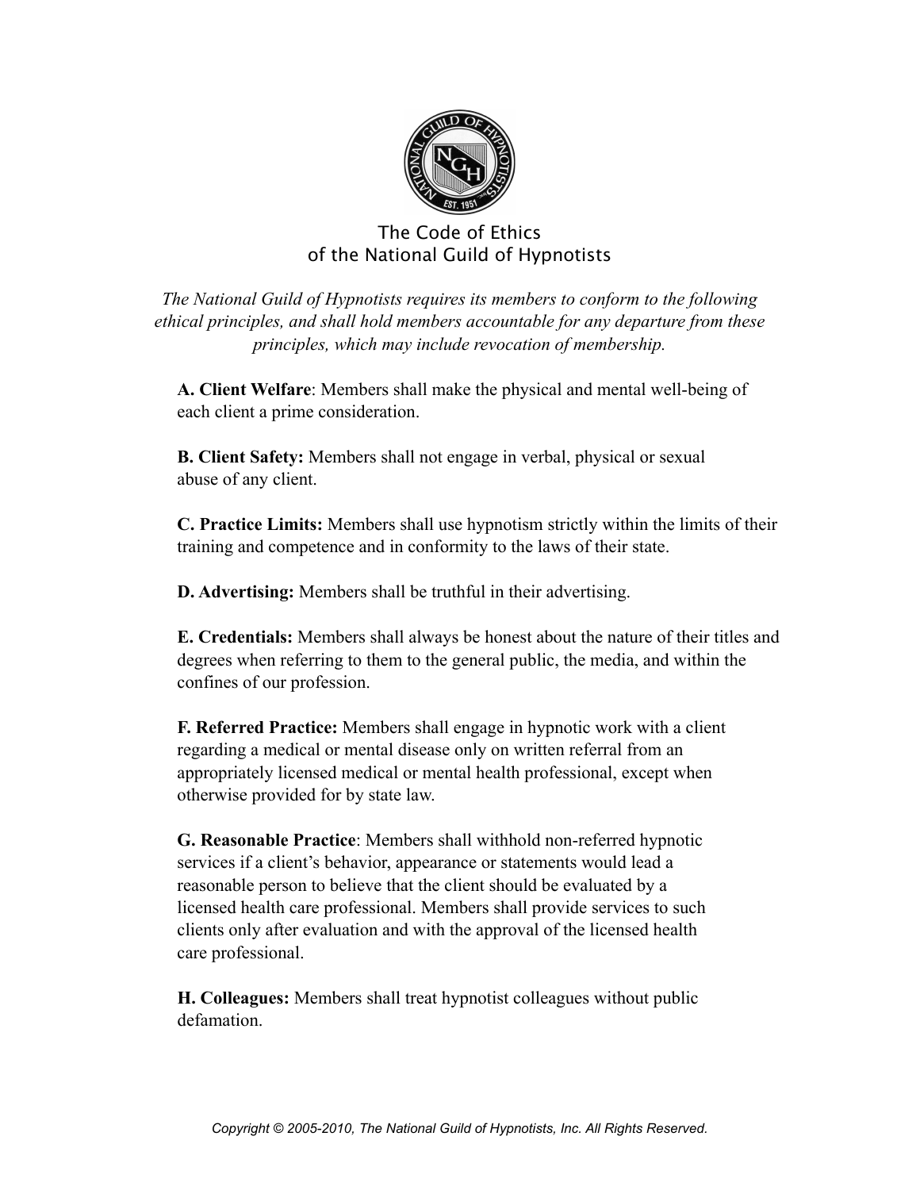# The Code of Ethics of the National Guild of Hypnotists

*The National Guild of Hypnotists requires its members to conform to the following ethical principles, and shall hold members accountable for any departure from these principles, which may include revocation of membership.*

**A. Client Welfare**: Members shall make the physical and mental well-being of each client a prime consideration.

**B. Client Safety:** Members shall not engage in verbal, physical or sexual abuse of any client.

**C. Practice Limits:** Members shall use hypnotism strictly within the limits of their training and competence and in conformity to the laws of their state.

**D. Advertising:** Members shall be truthful in their advertising.

**E. Credentials:** Members shall always be honest about the nature of their titles and degrees when referring to them to the general public, the media, and within the confines of our profession.

**F. Referred Practice:** Members shall engage in hypnotic work with a client regarding a medical or mental disease only on written referral from an appropriately licensed medical or mental health professional, except when otherwise provided for by state law.

**G. Reasonable Practice**: Members shall withhold non-referred hypnotic services if a client's behavior, appearance or statements would lead a reasonable person to believe that the client should be evaluated by a licensed health care professional. Members shall provide services to such clients only after evaluation and with the approval of the licensed health care professional.

**H. Colleagues:** Members shall treat hypnotist colleagues without public defamation.

*Copyright © 2005-2010, The National Guild of Hypnotists, Inc. All Rights Reserved.*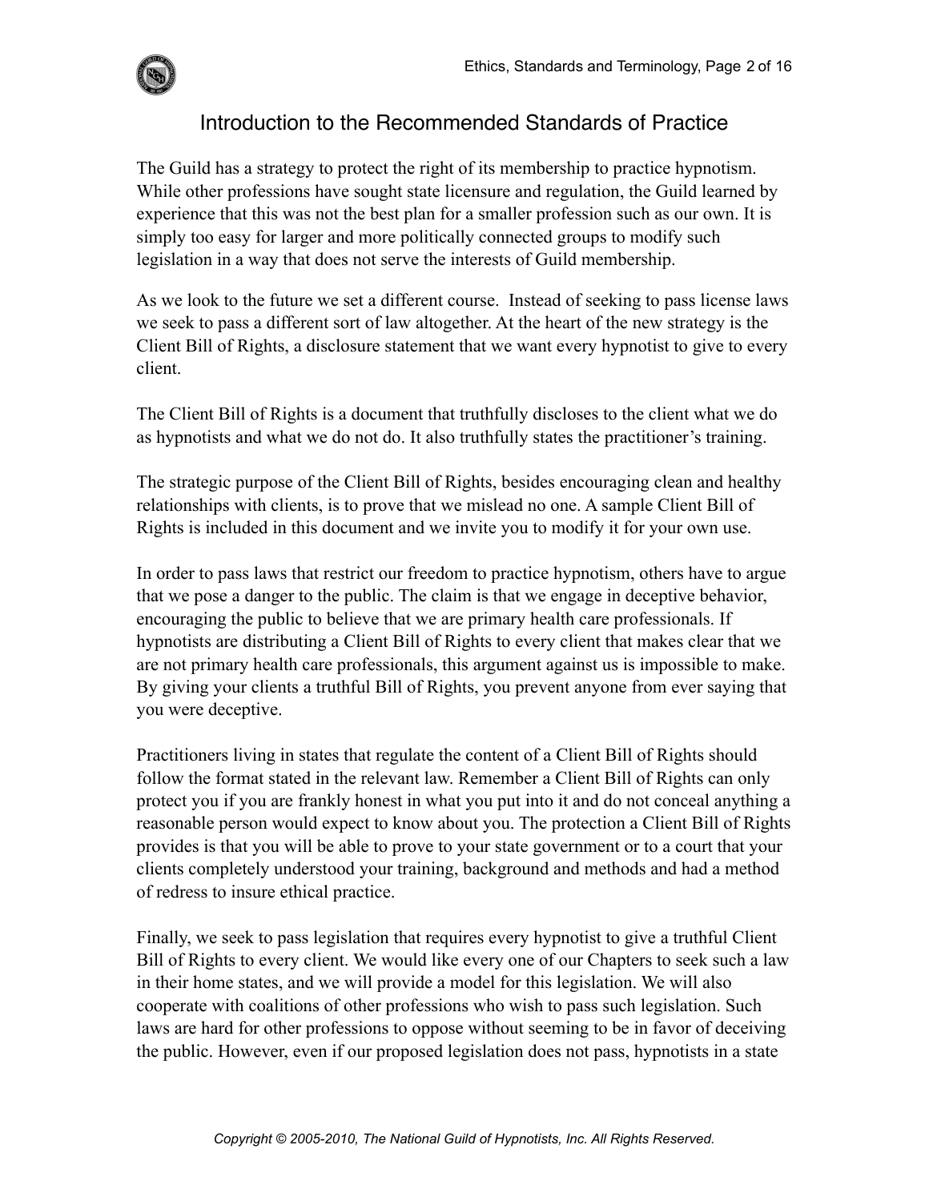## Introduction to the Recommended Standards of Practice

The Guild has a strategy to protect the right of its membership to practice hypnotism. While other professions have sought state licensure and regulation, the Guild learned by experience that this was not the best plan for a smaller profession such as our own. It is simply too easy for larger and more politically connected groups to modify such legislation in a way that does not serve the interests of Guild membership.

As we look to the future we set a different course. Instead of seeking to pass license laws we seek to pass a different sort of law altogether. At the heart of the new strategy is the Client Bill of Rights, a disclosure statement that we want every hypnotist to give to every client.

The Client Bill of Rights is a document that truthfully discloses to the client what we do as hypnotists and what we do not do. It also truthfully states the practitioner's training.

The strategic purpose of the Client Bill of Rights, besides encouraging clean and healthy relationships with clients, is to prove that we mislead no one. A sample Client Bill of Rights is included in this document and we invite you to modify it for your own use.

In order to pass laws that restrict our freedom to practice hypnotism, others have to argue that we pose a danger to the public. The claim is that we engage in deceptive behavior, encouraging the public to believe that we are primary health care professionals. If hypnotists are distributing a Client Bill of Rights to every client that makes clear that we are not primary health care professionals, this argument against us is impossible to make. By giving your clients a truthful Bill of Rights, you prevent anyone from ever saying that you were deceptive.

Practitioners living in states that regulate the content of a Client Bill of Rights should follow the format stated in the relevant law. Remember a Client Bill of Rights can only protect you if you are frankly honest in what you put into it and do not conceal anything a reasonable person would expect to know about you. The protection a Client Bill of Rights provides is that you will be able to prove to your state government or to a court that your clients completely understood your training, background and methods and had a method of redress to insure ethical practice.

Finally, we seek to pass legislation that requires every hypnotist to give a truthful Client Bill of Rights to every client. We would like every one of our Chapters to seek such a law in their home states, and we will provide a model for this legislation. We will also cooperate with coalitions of other professions who wish to pass such legislation. Such laws are hard for other professions to oppose without seeming to be in favor of deceiving the public. However, even if our proposed legislation does not pass, hypnotists in a state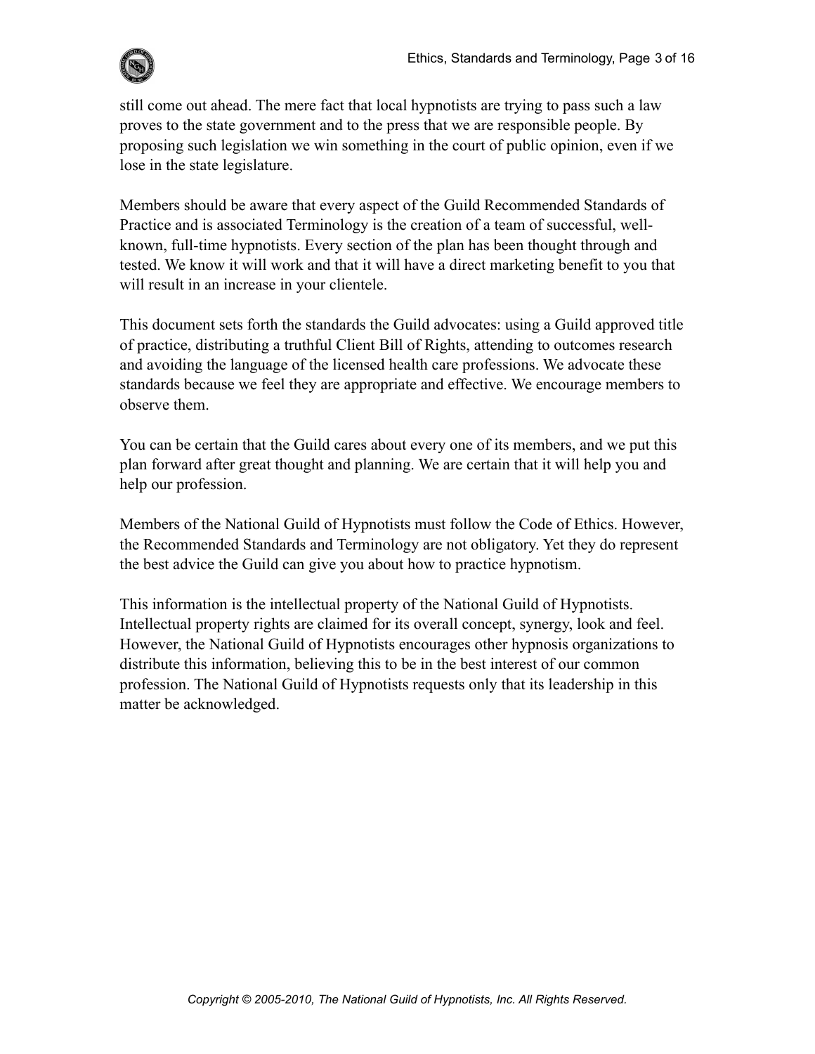still come out ahead. The mere fact that local hypnotists are trying to pass such a law proves to the state government and to the press that we are responsible people. By proposing such legislation we win something in the court of public opinion, even if we lose in the state legislature.

Members should be aware that every aspect of the Guild Recommended Standards of Practice and is associated Terminology is the creation of a team of successful, well-known, full-time hypnotists. Every section of the plan has been thought through and tested. We know it will work and that it will have a direct marketing benefit to you that will result in an increase in your clientele.

This document sets forth the standards the Guild advocates: using a Guild approved title of practice, distributing a truthful Client Bill of Rights, attending to outcomes research and avoiding the language of the licensed health care professions. We advocate these standards because we feel they are appropriate and effective. We encourage members to observe them.

You can be certain that the Guild cares about every one of its members, and we put this plan forward after great thought and planning. We are certain that it will help you and help our profession.

Members of the National Guild of Hypnotists must follow the Code of Ethics. However, the Recommended Standards and Terminology are not obligatory. Yet they do represent the best advice the Guild can give you about how to practice hypnotism.

This information is the intellectual property of the National Guild of Hypnotists. Intellectual property rights are claimed for its overall concept, synergy, look and feel. However, the National Guild of Hypnotists encourages other hypnosis organizations to distribute this information, believing this to be in the best interest of our common profession. The National Guild of Hypnotists requests only that its leadership in this matter be acknowledged.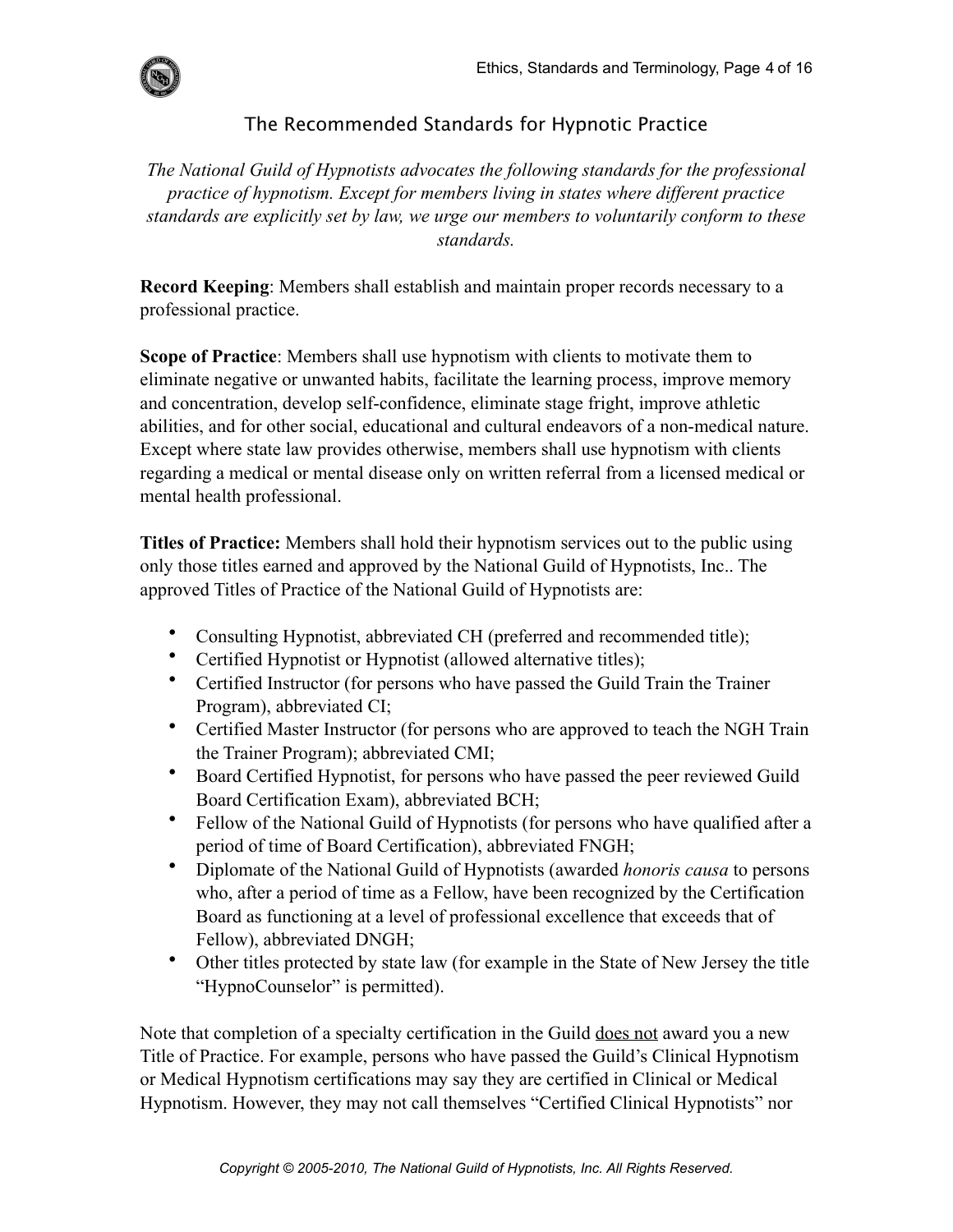## The Recommended Standards for Hypnotic Practice

*The National Guild of Hypnotists advocates the following standards for the professional practice of hypnotism. Except for members living in states where different practice standards are explicitly set by law, we urge our members to voluntarily conform to these standards.*

**Record Keeping**: Members shall establish and maintain proper records necessary to a professional practice.

**Scope of Practice**: Members shall use hypnotism with clients to motivate them to eliminate negative or unwanted habits, facilitate the learning process, improve memory and concentration, develop self-confidence, eliminate stage fright, improve athletic abilities, and for other social, educational and cultural endeavors of a non-medical nature. Except where state law provides otherwise, members shall use hypnotism with clients regarding a medical or mental disease only on written referral from a licensed medical or mental health professional.

**Titles of Practice:** Members shall hold their hypnotism services out to the public using only those titles earned and approved by the National Guild of Hypnotists, Inc.. The approved Titles of Practice of the National Guild of Hypnotists are:

- Consulting Hypnotist, abbreviated CH (preferred and recommended title);
- Certified Hypnotist or Hypnotist (allowed alternative titles);
- Certified Instructor (for persons who have passed the Guild Train the Trainer Program), abbreviated CI;
- Certified Master Instructor (for persons who are approved to teach the NGH Train the Trainer Program); abbreviated CMI;
- Board Certified Hypnotist, for persons who have passed the peer reviewed Guild Board Certification Exam), abbreviated BCH;
- Fellow of the National Guild of Hypnotists (for persons who have qualified after a period of time of Board Certification), abbreviated FNGH;
- Diplomate of the National Guild of Hypnotists (awarded *honoris causa* to persons who, after a period of time as a Fellow, have been recognized by the Certification Board as functioning at a level of professional excellence that exceeds that of Fellow), abbreviated DNGH;
- Other titles protected by state law (for example in the State of New Jersey the title "HypnoCounselor" is permitted).

Note that completion of a specialty certification in the Guild <u>does not</u> award you a new Title of Practice. For example, persons who have passed the Guild's Clinical Hypnotism or Medical Hypnotism certifications may say they are certified in Clinical or Medical Hypnotism. However, they may not call themselves "Certified Clinical Hypnotists" nor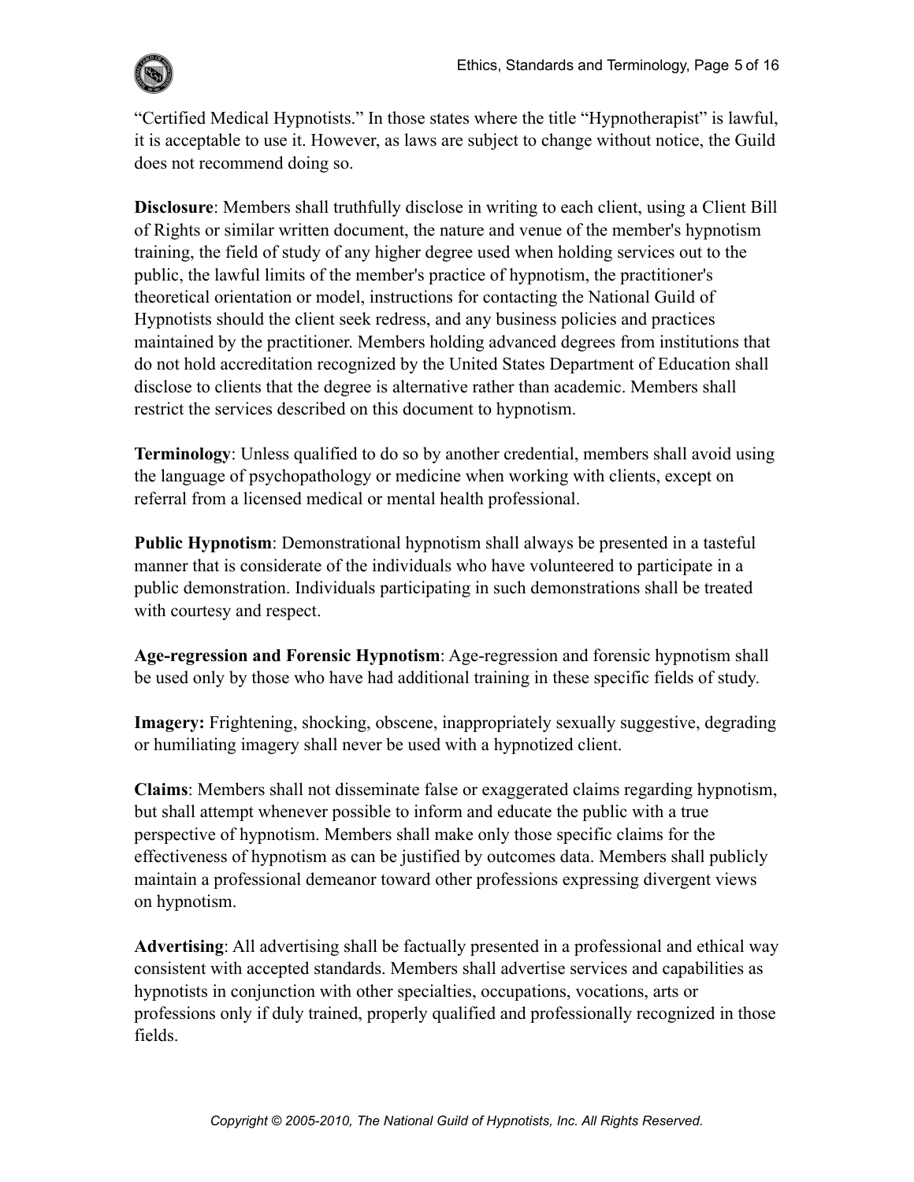"Certified Medical Hypnotists." In those states where the title "Hypnotherapist" is lawful, it is acceptable to use it. However, as laws are subject to change without notice, the Guild does not recommend doing so.

**Disclosure**: Members shall truthfully disclose in writing to each client, using a Client Bill of Rights or similar written document, the nature and venue of the member's hypnotism training, the field of study of any higher degree used when holding services out to the public, the lawful limits of the member's practice of hypnotism, the practitioner's theoretical orientation or model, instructions for contacting the National Guild of Hypnotists should the client seek redress, and any business policies and practices maintained by the practitioner. Members holding advanced degrees from institutions that do not hold accreditation recognized by the United States Department of Education shall disclose to clients that the degree is alternative rather than academic. Members shall restrict the services described on this document to hypnotism.

**Terminology**: Unless qualified to do so by another credential, members shall avoid using the language of psychopathology or medicine when working with clients, except on referral from a licensed medical or mental health professional.

**Public Hypnotism**: Demonstrational hypnotism shall always be presented in a tasteful manner that is considerate of the individuals who have volunteered to participate in a public demonstration. Individuals participating in such demonstrations shall be treated with courtesy and respect.

**Age-regression and Forensic Hypnotism**: Age-regression and forensic hypnotism shall be used only by those who have had additional training in these specific fields of study.

**Imagery:** Frightening, shocking, obscene, inappropriately sexually suggestive, degrading or humiliating imagery shall never be used with a hypnotized client.

**Claims**: Members shall not disseminate false or exaggerated claims regarding hypnotism, but shall attempt whenever possible to inform and educate the public with a true perspective of hypnotism. Members shall make only those specific claims for the effectiveness of hypnotism as can be justified by outcomes data. Members shall publicly maintain a professional demeanor toward other professions expressing divergent views on hypnotism.

**Advertising**: All advertising shall be factually presented in a professional and ethical way consistent with accepted standards. Members shall advertise services and capabilities as hypnotists in conjunction with other specialties, occupations, vocations, arts or professions only if duly trained, properly qualified and professionally recognized in those fields.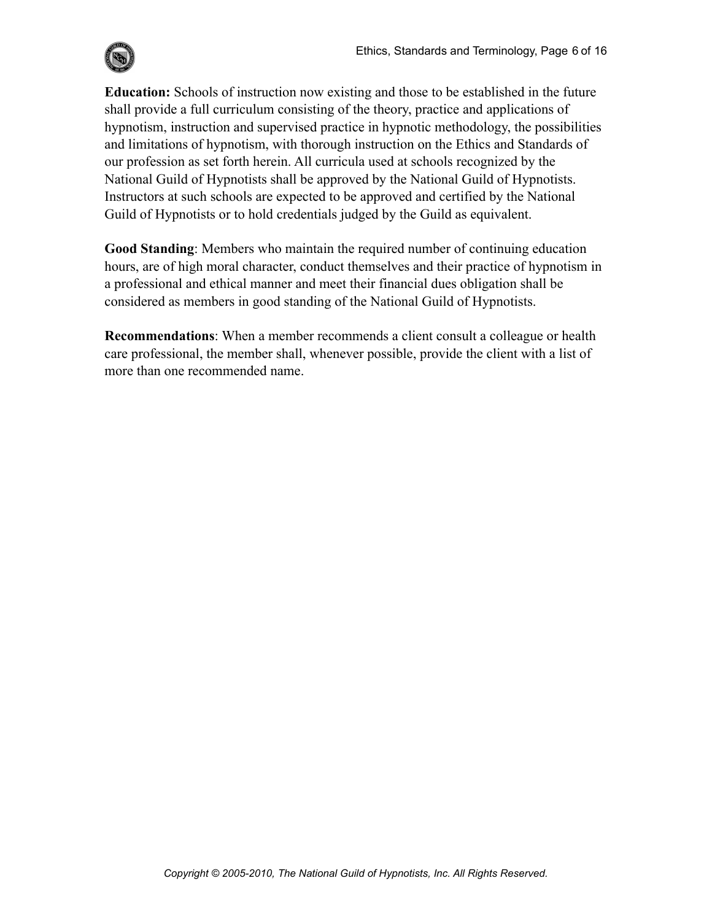**Education:** Schools of instruction now existing and those to be established in the future shall provide a full curriculum consisting of the theory, practice and applications of hypnotism, instruction and supervised practice in hypnotic methodology, the possibilities and limitations of hypnotism, with thorough instruction on the Ethics and Standards of our profession as set forth herein. All curricula used at schools recognized by the National Guild of Hypnotists shall be approved by the National Guild of Hypnotists. Instructors at such schools are expected to be approved and certified by the National Guild of Hypnotists or to hold credentials judged by the Guild as equivalent.

**Good Standing**: Members who maintain the required number of continuing education hours, are of high moral character, conduct themselves and their practice of hypnotism in a professional and ethical manner and meet their financial dues obligation shall be considered as members in good standing of the National Guild of Hypnotists.

**Recommendations**: When a member recommends a client consult a colleague or health care professional, the member shall, whenever possible, provide the client with a list of more than one recommended name.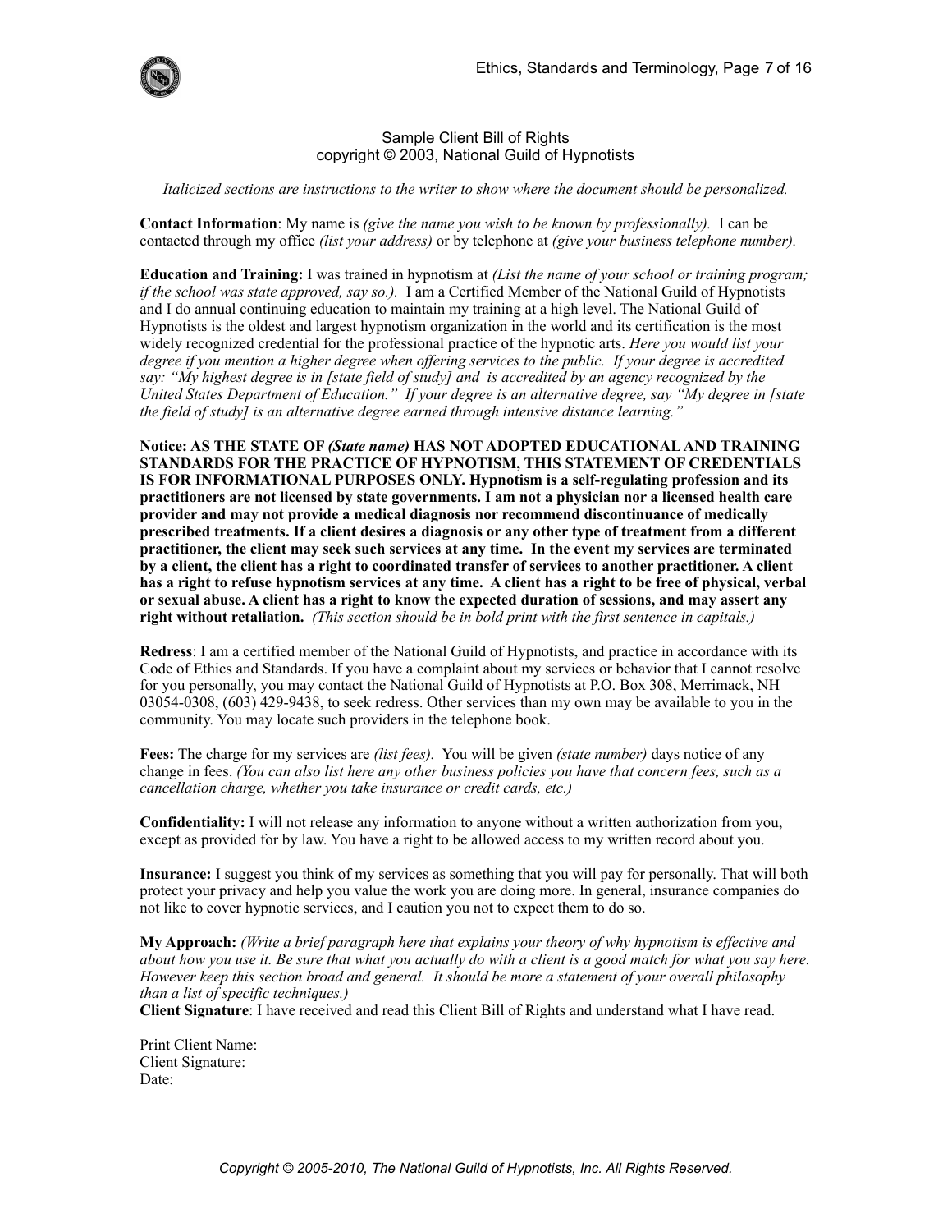Sample Client Bill of Rights
copyright © 2003, National Guild of Hypnotists

*Italicized sections are instructions to the writer to show where the document should be personalized.*

**Contact Information**: My name is *(give the name you wish to be known by professionally).* I can be contacted through my office *(list your address)* or by telephone at *(give your business telephone number).*

**Education and Training:** I was trained in hypnotism at *(List the name of your school or training program; if the school was state approved, say so.).* I am a Certified Member of the National Guild of Hypnotists and I do annual continuing education to maintain my training at a high level. The National Guild of Hypnotists is the oldest and largest hypnotism organization in the world and its certification is the most widely recognized credential for the professional practice of the hypnotic arts. *Here you would list your degree if you mention a higher degree when offering services to the public. If your degree is accredited say: "My highest degree is in [state field of study] and is accredited by an agency recognized by the United States Department of Education." If your degree is an alternative degree, say "My degree in [state the field of study] is an alternative degree earned through intensive distance learning."*

**Notice: AS THE STATE OF *(State name)* HAS NOT ADOPTED EDUCATIONAL AND TRAINING STANDARDS FOR THE PRACTICE OF HYPNOTISM, THIS STATEMENT OF CREDENTIALS IS FOR INFORMATIONAL PURPOSES ONLY. Hypnotism is a self-regulating profession and its practitioners are not licensed by state governments. I am not a physician nor a licensed health care provider and may not provide a medical diagnosis nor recommend discontinuance of medically prescribed treatments. If a client desires a diagnosis or any other type of treatment from a different practitioner, the client may seek such services at any time. In the event my services are terminated by a client, the client has a right to coordinated transfer of services to another practitioner. A client has a right to refuse hypnotism services at any time. A client has a right to be free of physical, verbal or sexual abuse. A client has a right to know the expected duration of sessions, and may assert any right without retaliation.** *(This section should be in bold print with the first sentence in capitals.)*

**Redress**: I am a certified member of the National Guild of Hypnotists, and practice in accordance with its Code of Ethics and Standards. If you have a complaint about my services or behavior that I cannot resolve for you personally, you may contact the National Guild of Hypnotists at P.O. Box 308, Merrimack, NH 03054-0308, (603) 429-9438, to seek redress. Other services than my own may be available to you in the community. You may locate such providers in the telephone book.

**Fees:** The charge for my services are *(list fees).* You will be given *(state number)* days notice of any change in fees. *(You can also list here any other business policies you have that concern fees, such as a cancellation charge, whether you take insurance or credit cards, etc.)*

**Confidentiality:** I will not release any information to anyone without a written authorization from you, except as provided for by law. You have a right to be allowed access to my written record about you.

**Insurance:** I suggest you think of my services as something that you will pay for personally. That will both protect your privacy and help you value the work you are doing more. In general, insurance companies do not like to cover hypnotic services, and I caution you not to expect them to do so.

**My Approach:** *(Write a brief paragraph here that explains your theory of why hypnotism is effective and about how you use it. Be sure that what you actually do with a client is a good match for what you say here. However keep this section broad and general. It should be more a statement of your overall philosophy than a list of specific techniques.)*

**Client Signature**: I have received and read this Client Bill of Rights and understand what I have read.

Print Client Name:
Client Signature:
Date: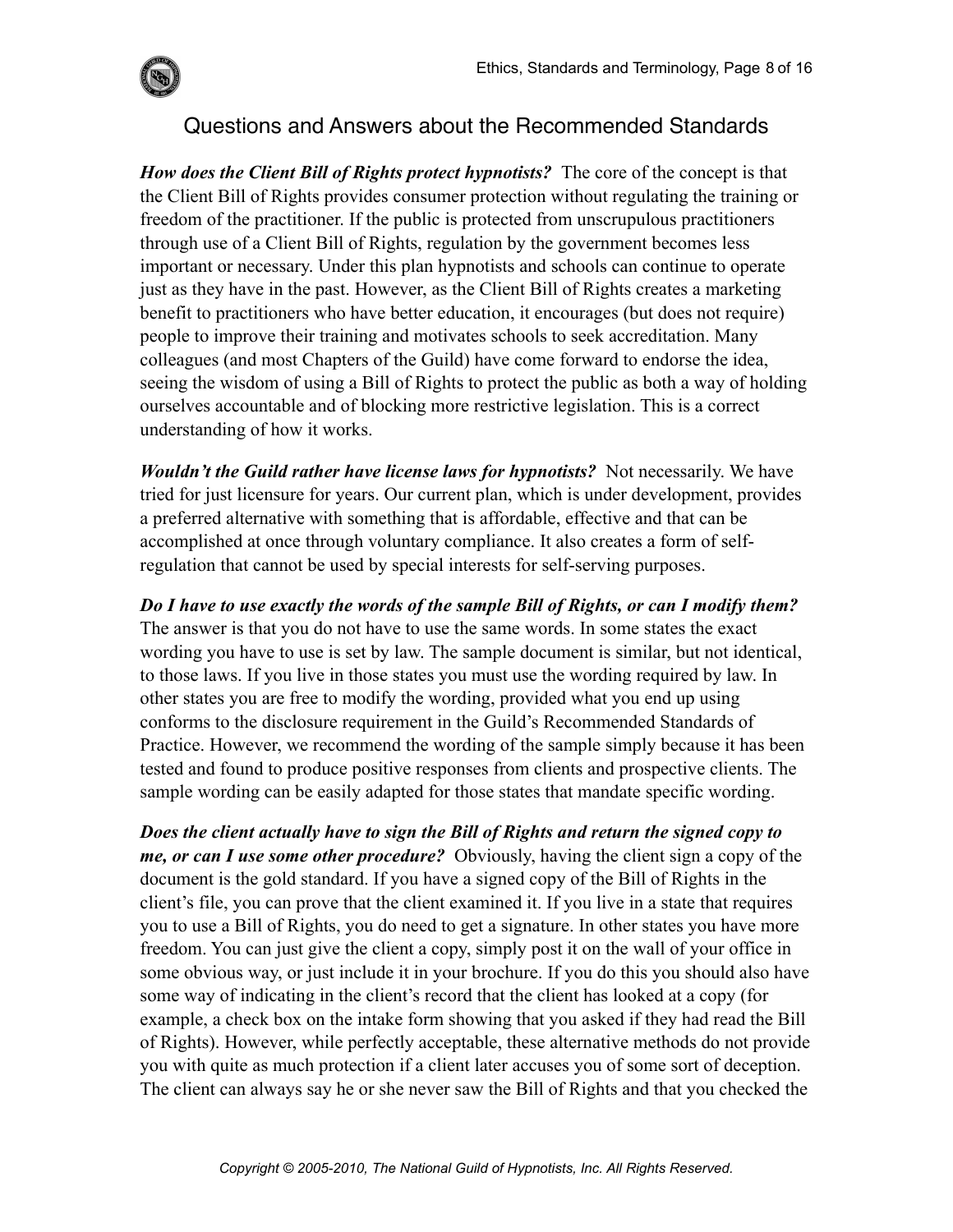## Questions and Answers about the Recommended Standards

***How does the Client Bill of Rights protect hypnotists?*** The core of the concept is that the Client Bill of Rights provides consumer protection without regulating the training or freedom of the practitioner. If the public is protected from unscrupulous practitioners through use of a Client Bill of Rights, regulation by the government becomes less important or necessary. Under this plan hypnotists and schools can continue to operate just as they have in the past. However, as the Client Bill of Rights creates a marketing benefit to practitioners who have better education, it encourages (but does not require) people to improve their training and motivates schools to seek accreditation. Many colleagues (and most Chapters of the Guild) have come forward to endorse the idea, seeing the wisdom of using a Bill of Rights to protect the public as both a way of holding ourselves accountable and of blocking more restrictive legislation. This is a correct understanding of how it works.

***Wouldn't the Guild rather have license laws for hypnotists?*** Not necessarily. We have tried for just licensure for years. Our current plan, which is under development, provides a preferred alternative with something that is affordable, effective and that can be accomplished at once through voluntary compliance. It also creates a form of self-regulation that cannot be used by special interests for self-serving purposes.

***Do I have to use exactly the words of the sample Bill of Rights, or can I modify them?*** The answer is that you do not have to use the same words. In some states the exact wording you have to use is set by law. The sample document is similar, but not identical, to those laws. If you live in those states you must use the wording required by law. In other states you are free to modify the wording, provided what you end up using conforms to the disclosure requirement in the Guild's Recommended Standards of Practice. However, we recommend the wording of the sample simply because it has been tested and found to produce positive responses from clients and prospective clients. The sample wording can be easily adapted for those states that mandate specific wording.

***Does the client actually have to sign the Bill of Rights and return the signed copy to me, or can I use some other procedure?*** Obviously, having the client sign a copy of the document is the gold standard. If you have a signed copy of the Bill of Rights in the client's file, you can prove that the client examined it. If you live in a state that requires you to use a Bill of Rights, you do need to get a signature. In other states you have more freedom. You can just give the client a copy, simply post it on the wall of your office in some obvious way, or just include it in your brochure. If you do this you should also have some way of indicating in the client's record that the client has looked at a copy (for example, a check box on the intake form showing that you asked if they had read the Bill of Rights). However, while perfectly acceptable, these alternative methods do not provide you with quite as much protection if a client later accuses you of some sort of deception. The client can always say he or she never saw the Bill of Rights and that you checked the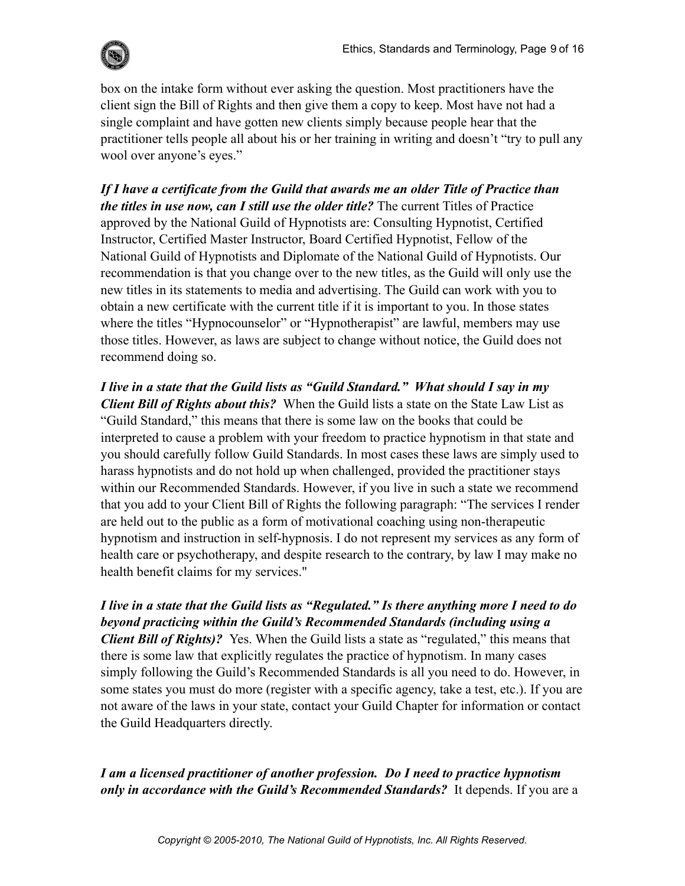box on the intake form without ever asking the question. Most practitioners have the client sign the Bill of Rights and then give them a copy to keep. Most have not had a single complaint and have gotten new clients simply because people hear that the practitioner tells people all about his or her training in writing and doesn't "try to pull any wool over anyone's eyes."

***If I have a certificate from the Guild that awards me an older Title of Practice than the titles in use now, can I still use the older title?*** The current Titles of Practice approved by the National Guild of Hypnotists are: Consulting Hypnotist, Certified Instructor, Certified Master Instructor, Board Certified Hypnotist, Fellow of the National Guild of Hypnotists and Diplomate of the National Guild of Hypnotists. Our recommendation is that you change over to the new titles, as the Guild will only use the new titles in its statements to media and advertising. The Guild can work with you to obtain a new certificate with the current title if it is important to you. In those states where the titles "Hypnocounselor" or "Hypnotherapist" are lawful, members may use those titles. However, as laws are subject to change without notice, the Guild does not recommend doing so.

***I live in a state that the Guild lists as "Guild Standard." What should I say in my Client Bill of Rights about this?*** When the Guild lists a state on the State Law List as "Guild Standard," this means that there is some law on the books that could be interpreted to cause a problem with your freedom to practice hypnotism in that state and you should carefully follow Guild Standards. In most cases these laws are simply used to harass hypnotists and do not hold up when challenged, provided the practitioner stays within our Recommended Standards. However, if you live in such a state we recommend that you add to your Client Bill of Rights the following paragraph: "The services I render are held out to the public as a form of motivational coaching using non-therapeutic hypnotism and instruction in self-hypnosis. I do not represent my services as any form of health care or psychotherapy, and despite research to the contrary, by law I may make no health benefit claims for my services."

***I live in a state that the Guild lists as "Regulated." Is there anything more I need to do beyond practicing within the Guild's Recommended Standards (including using a Client Bill of Rights)?*** Yes. When the Guild lists a state as "regulated," this means that there is some law that explicitly regulates the practice of hypnotism. In many cases simply following the Guild's Recommended Standards is all you need to do. However, in some states you must do more (register with a specific agency, take a test, etc.). If you are not aware of the laws in your state, contact your Guild Chapter for information or contact the Guild Headquarters directly.

***I am a licensed practitioner of another profession. Do I need to practice hypnotism only in accordance with the Guild's Recommended Standards?*** It depends. If you are a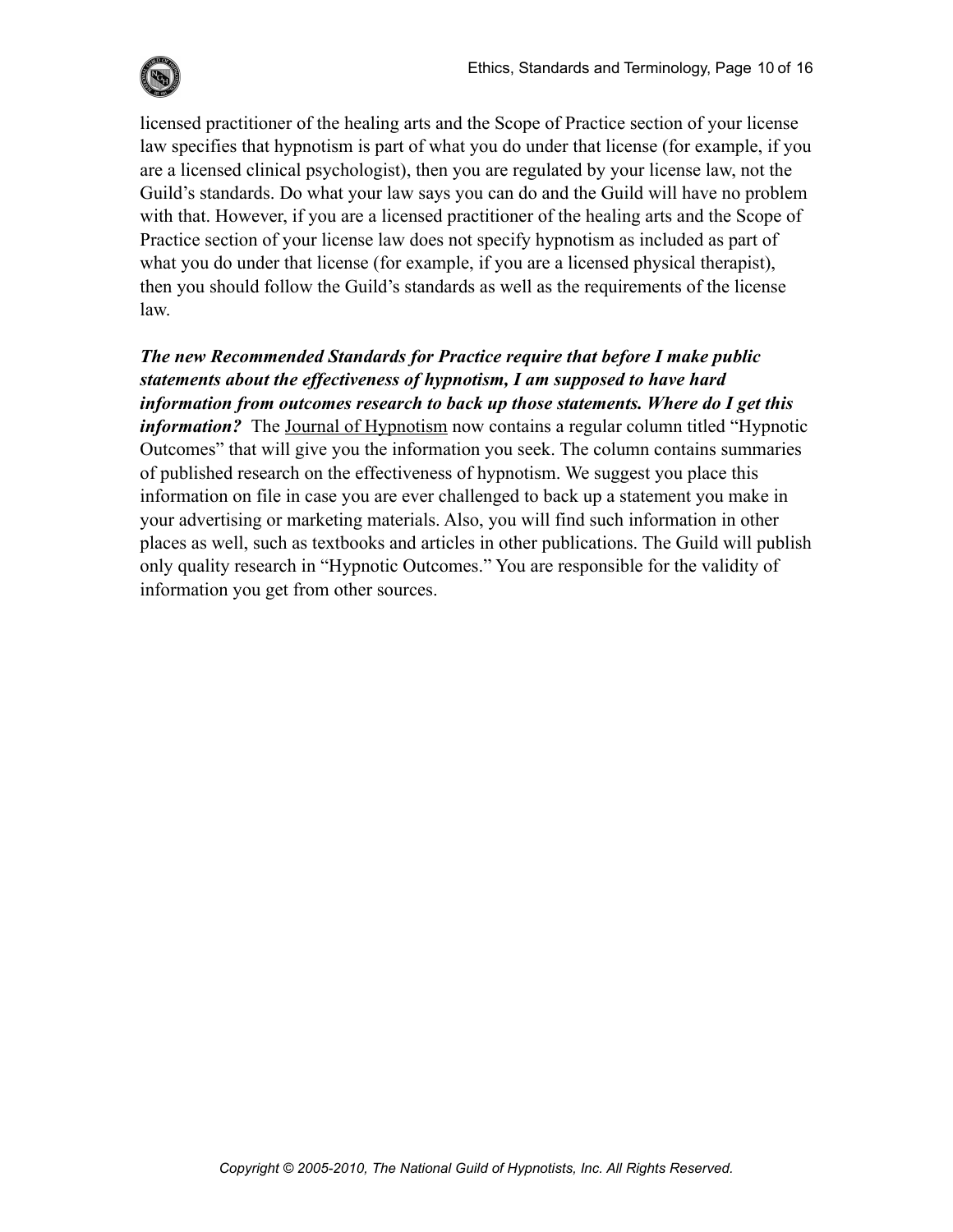licensed practitioner of the healing arts and the Scope of Practice section of your license law specifies that hypnotism is part of what you do under that license (for example, if you are a licensed clinical psychologist), then you are regulated by your license law, not the Guild's standards. Do what your law says you can do and the Guild will have no problem with that. However, if you are a licensed practitioner of the healing arts and the Scope of Practice section of your license law does not specify hypnotism as included as part of what you do under that license (for example, if you are a licensed physical therapist), then you should follow the Guild's standards as well as the requirements of the license law.

***The new Recommended Standards for Practice require that before I make public statements about the effectiveness of hypnotism, I am supposed to have hard information from outcomes research to back up those statements. Where do I get this information?*** The Journal of Hypnotism now contains a regular column titled "Hypnotic Outcomes" that will give you the information you seek. The column contains summaries of published research on the effectiveness of hypnotism. We suggest you place this information on file in case you are ever challenged to back up a statement you make in your advertising or marketing materials. Also, you will find such information in other places as well, such as textbooks and articles in other publications. The Guild will publish only quality research in "Hypnotic Outcomes." You are responsible for the validity of information you get from other sources.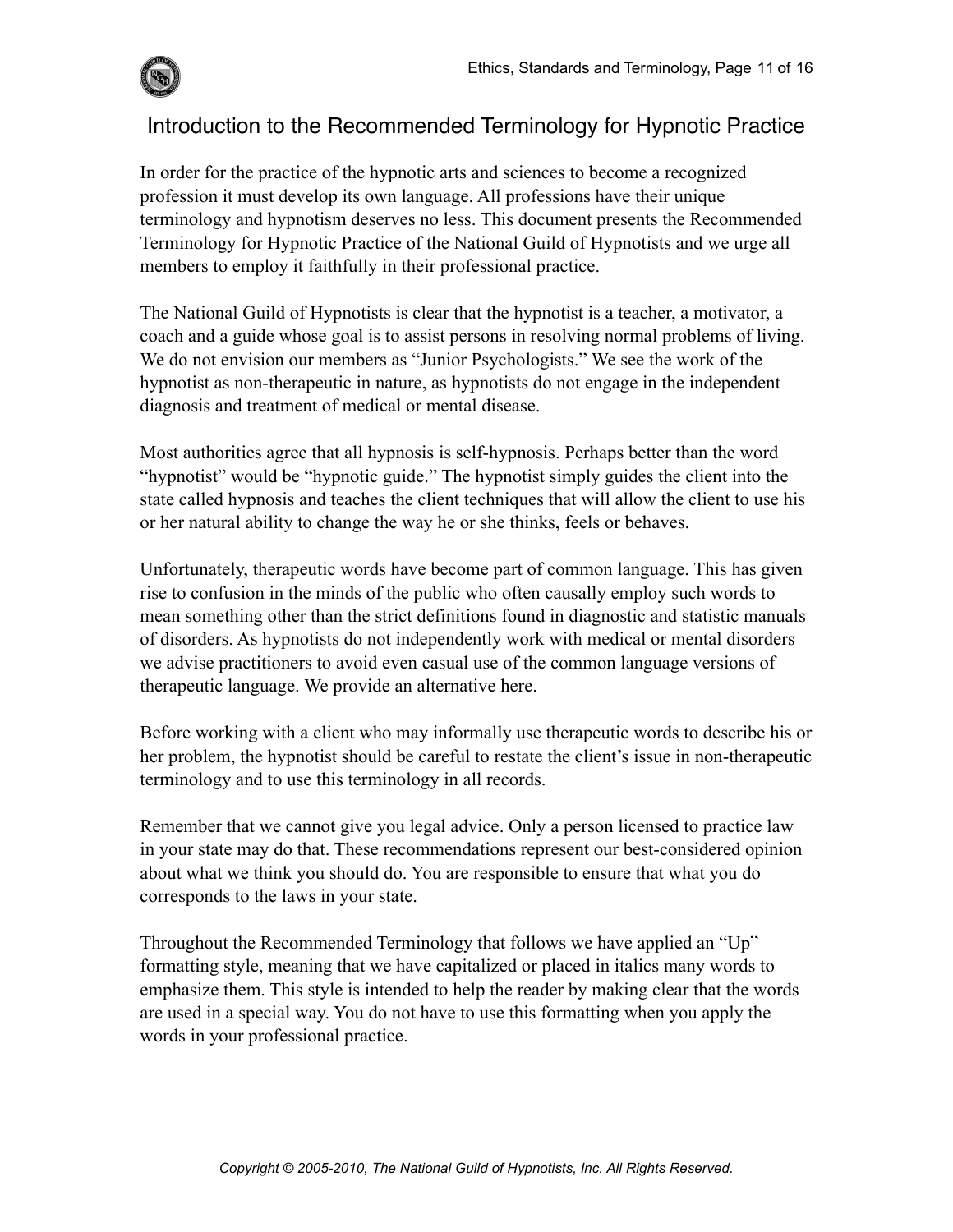# Introduction to the Recommended Terminology for Hypnotic Practice

In order for the practice of the hypnotic arts and sciences to become a recognized profession it must develop its own language. All professions have their unique terminology and hypnotism deserves no less. This document presents the Recommended Terminology for Hypnotic Practice of the National Guild of Hypnotists and we urge all members to employ it faithfully in their professional practice.

The National Guild of Hypnotists is clear that the hypnotist is a teacher, a motivator, a coach and a guide whose goal is to assist persons in resolving normal problems of living. We do not envision our members as "Junior Psychologists." We see the work of the hypnotist as non-therapeutic in nature, as hypnotists do not engage in the independent diagnosis and treatment of medical or mental disease.

Most authorities agree that all hypnosis is self-hypnosis. Perhaps better than the word "hypnotist" would be "hypnotic guide." The hypnotist simply guides the client into the state called hypnosis and teaches the client techniques that will allow the client to use his or her natural ability to change the way he or she thinks, feels or behaves.

Unfortunately, therapeutic words have become part of common language. This has given rise to confusion in the minds of the public who often causally employ such words to mean something other than the strict definitions found in diagnostic and statistic manuals of disorders. As hypnotists do not independently work with medical or mental disorders we advise practitioners to avoid even casual use of the common language versions of therapeutic language. We provide an alternative here.

Before working with a client who may informally use therapeutic words to describe his or her problem, the hypnotist should be careful to restate the client's issue in non-therapeutic terminology and to use this terminology in all records.

Remember that we cannot give you legal advice. Only a person licensed to practice law in your state may do that. These recommendations represent our best-considered opinion about what we think you should do. You are responsible to ensure that what you do corresponds to the laws in your state.

Throughout the Recommended Terminology that follows we have applied an "Up" formatting style, meaning that we have capitalized or placed in italics many words to emphasize them. This style is intended to help the reader by making clear that the words are used in a special way. You do not have to use this formatting when you apply the words in your professional practice.

*Copyright © 2005-2010, The National Guild of Hypnotists, Inc. All Rights Reserved.*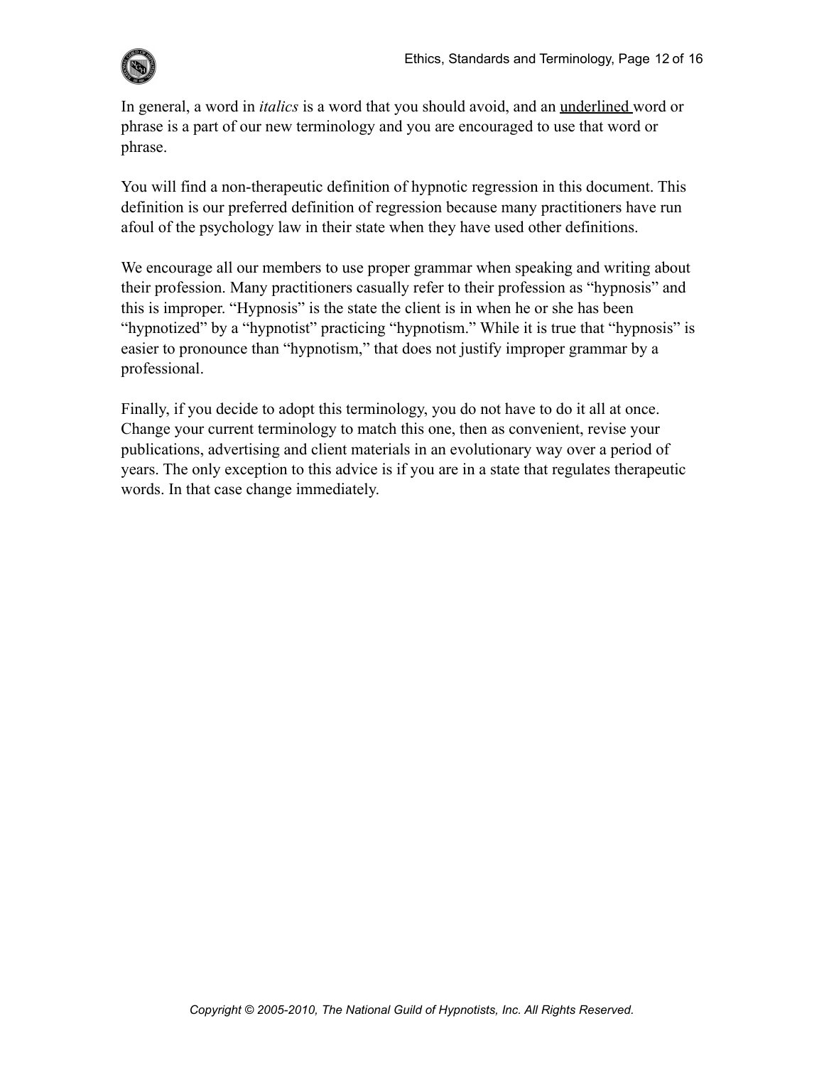In general, a word in *italics* is a word that you should avoid, and an <u>underlined</u> word or phrase is a part of our new terminology and you are encouraged to use that word or phrase.

You will find a non-therapeutic definition of hypnotic regression in this document. This definition is our preferred definition of regression because many practitioners have run afoul of the psychology law in their state when they have used other definitions.

We encourage all our members to use proper grammar when speaking and writing about their profession. Many practitioners casually refer to their profession as "hypnosis" and this is improper. "Hypnosis" is the state the client is in when he or she has been "hypnotized" by a "hypnotist" practicing "hypnotism." While it is true that "hypnosis" is easier to pronounce than "hypnotism," that does not justify improper grammar by a professional.

Finally, if you decide to adopt this terminology, you do not have to do it all at once. Change your current terminology to match this one, then as convenient, revise your publications, advertising and client materials in an evolutionary way over a period of years. The only exception to this advice is if you are in a state that regulates therapeutic words. In that case change immediately.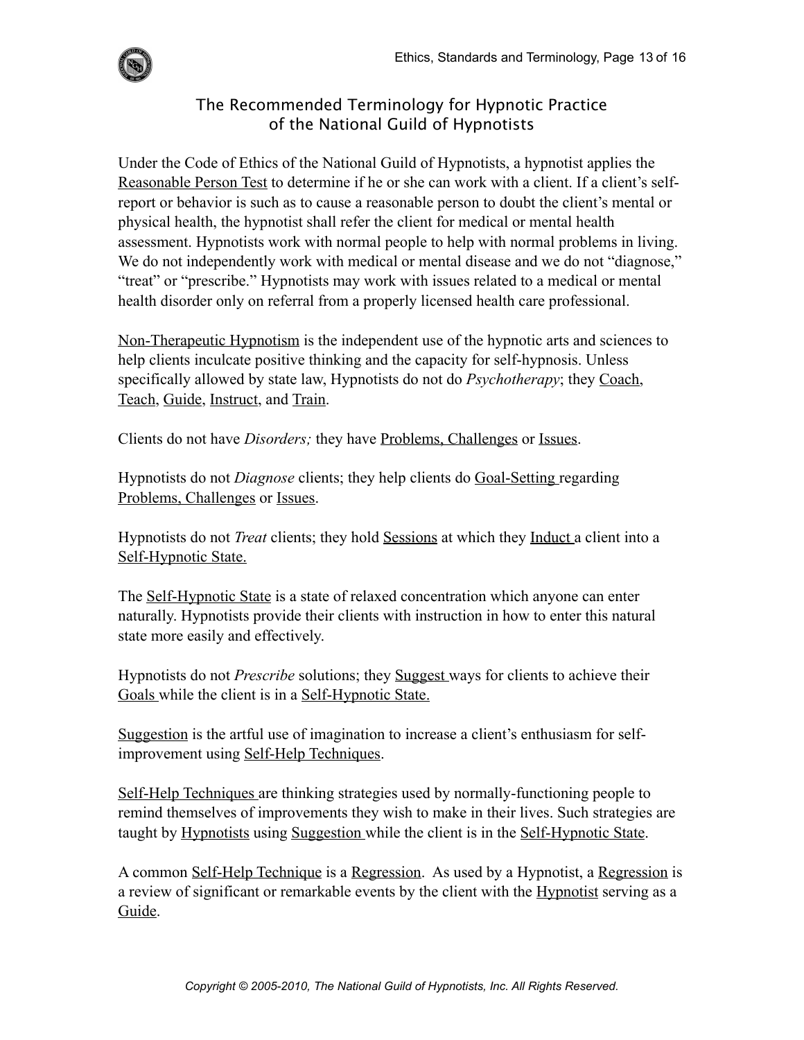# The Recommended Terminology for Hypnotic Practice of the National Guild of Hypnotists

Under the Code of Ethics of the National Guild of Hypnotists, a hypnotist applies the <u>Reasonable Person Test</u> to determine if he or she can work with a client. If a client's self-report or behavior is such as to cause a reasonable person to doubt the client's mental or physical health, the hypnotist shall refer the client for medical or mental health assessment. Hypnotists work with normal people to help with normal problems in living. We do not independently work with medical or mental disease and we do not "diagnose," "treat" or "prescribe." Hypnotists may work with issues related to a medical or mental health disorder only on referral from a properly licensed health care professional.

<u>Non-Therapeutic Hypnotism</u> is the independent use of the hypnotic arts and sciences to help clients inculcate positive thinking and the capacity for self-hypnosis. Unless specifically allowed by state law, Hypnotists do not do *Psychotherapy*; they <u>Coach</u>, <u>Teach</u>, <u>Guide</u>, <u>Instruct</u>, and <u>Train</u>.

Clients do not have *Disorders;* they have <u>Problems, Challenges</u> or <u>Issues</u>.

Hypnotists do not *Diagnose* clients; they help clients do <u>Goal-Setting</u> regarding <u>Problems, Challenges</u> or <u>Issues</u>.

Hypnotists do not *Treat* clients; they hold <u>Sessions</u> at which they <u>Induct</u> a client into a <u>Self-Hypnotic State.</u>

The <u>Self-Hypnotic State</u> is a state of relaxed concentration which anyone can enter naturally. Hypnotists provide their clients with instruction in how to enter this natural state more easily and effectively.

Hypnotists do not *Prescribe* solutions; they <u>Suggest</u> ways for clients to achieve their <u>Goals</u> while the client is in a <u>Self-Hypnotic State.</u>

<u>Suggestion</u> is the artful use of imagination to increase a client's enthusiasm for self-improvement using <u>Self-Help Techniques</u>.

<u>Self-Help Techniques</u> are thinking strategies used by normally-functioning people to remind themselves of improvements they wish to make in their lives. Such strategies are taught by <u>Hypnotists</u> using <u>Suggestion</u> while the client is in the <u>Self-Hypnotic State</u>.

A common <u>Self-Help Technique</u> is a <u>Regression</u>. As used by a Hypnotist, a <u>Regression</u> is a review of significant or remarkable events by the client with the <u>Hypnotist</u> serving as a <u>Guide</u>.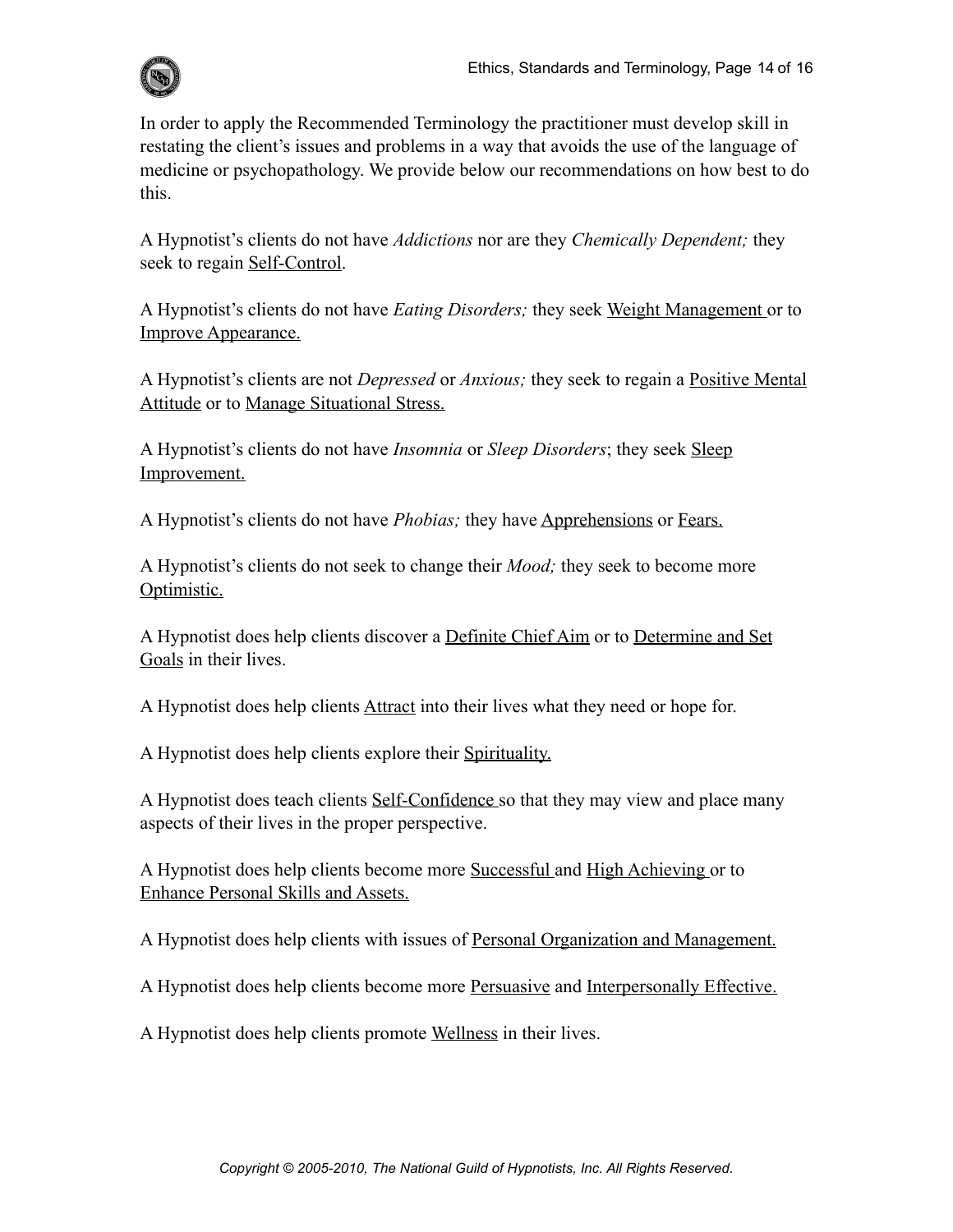In order to apply the Recommended Terminology the practitioner must develop skill in restating the client's issues and problems in a way that avoids the use of the language of medicine or psychopathology. We provide below our recommendations on how best to do this.

A Hypnotist's clients do not have *Addictions* nor are they *Chemically Dependent;* they seek to regain <u>Self-Control</u>.

A Hypnotist's clients do not have *Eating Disorders;* they seek <u>Weight Management</u> or to <u>Improve Appearance.</u>

A Hypnotist's clients are not *Depressed* or *Anxious;* they seek to regain a <u>Positive Mental Attitude</u> or to <u>Manage Situational Stress.</u>

A Hypnotist's clients do not have *Insomnia* or *Sleep Disorders*; they seek <u>Sleep Improvement.</u>

A Hypnotist's clients do not have *Phobias;* they have <u>Apprehensions</u> or <u>Fears.</u>

A Hypnotist's clients do not seek to change their *Mood;* they seek to become more <u>Optimistic.</u>

A Hypnotist does help clients discover a <u>Definite Chief Aim</u> or to <u>Determine and Set Goals</u> in their lives.

A Hypnotist does help clients <u>Attract</u> into their lives what they need or hope for.

A Hypnotist does help clients explore their <u>Spirituality.</u>

A Hypnotist does teach clients <u>Self-Confidence</u> so that they may view and place many aspects of their lives in the proper perspective.

A Hypnotist does help clients become more <u>Successful</u> and <u>High Achieving</u> or to <u>Enhance Personal Skills and Assets.</u>

A Hypnotist does help clients with issues of <u>Personal Organization and Management.</u>

A Hypnotist does help clients become more <u>Persuasive</u> and <u>Interpersonally Effective.</u>

A Hypnotist does help clients promote <u>Wellness</u> in their lives.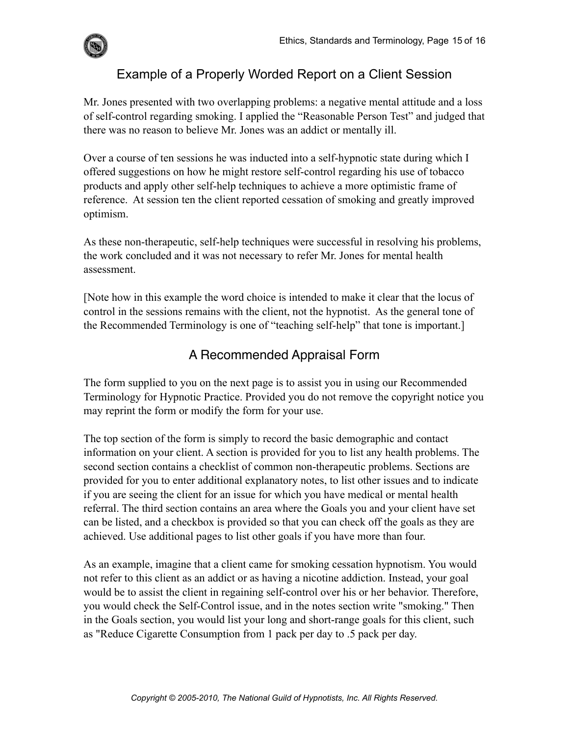## Example of a Properly Worded Report on a Client Session

Mr. Jones presented with two overlapping problems: a negative mental attitude and a loss of self-control regarding smoking. I applied the "Reasonable Person Test" and judged that there was no reason to believe Mr. Jones was an addict or mentally ill.

Over a course of ten sessions he was inducted into a self-hypnotic state during which I offered suggestions on how he might restore self-control regarding his use of tobacco products and apply other self-help techniques to achieve a more optimistic frame of reference. At session ten the client reported cessation of smoking and greatly improved optimism.

As these non-therapeutic, self-help techniques were successful in resolving his problems, the work concluded and it was not necessary to refer Mr. Jones for mental health assessment.

[Note how in this example the word choice is intended to make it clear that the locus of control in the sessions remains with the client, not the hypnotist. As the general tone of the Recommended Terminology is one of "teaching self-help" that tone is important.]

## A Recommended Appraisal Form

The form supplied to you on the next page is to assist you in using our Recommended Terminology for Hypnotic Practice. Provided you do not remove the copyright notice you may reprint the form or modify the form for your use.

The top section of the form is simply to record the basic demographic and contact information on your client. A section is provided for you to list any health problems. The second section contains a checklist of common non-therapeutic problems. Sections are provided for you to enter additional explanatory notes, to list other issues and to indicate if you are seeing the client for an issue for which you have medical or mental health referral. The third section contains an area where the Goals you and your client have set can be listed, and a checkbox is provided so that you can check off the goals as they are achieved. Use additional pages to list other goals if you have more than four.

As an example, imagine that a client came for smoking cessation hypnotism. You would not refer to this client as an addict or as having a nicotine addiction. Instead, your goal would be to assist the client in regaining self-control over his or her behavior. Therefore, you would check the Self-Control issue, and in the notes section write "smoking." Then in the Goals section, you would list your long and short-range goals for this client, such as "Reduce Cigarette Consumption from 1 pack per day to .5 pack per day.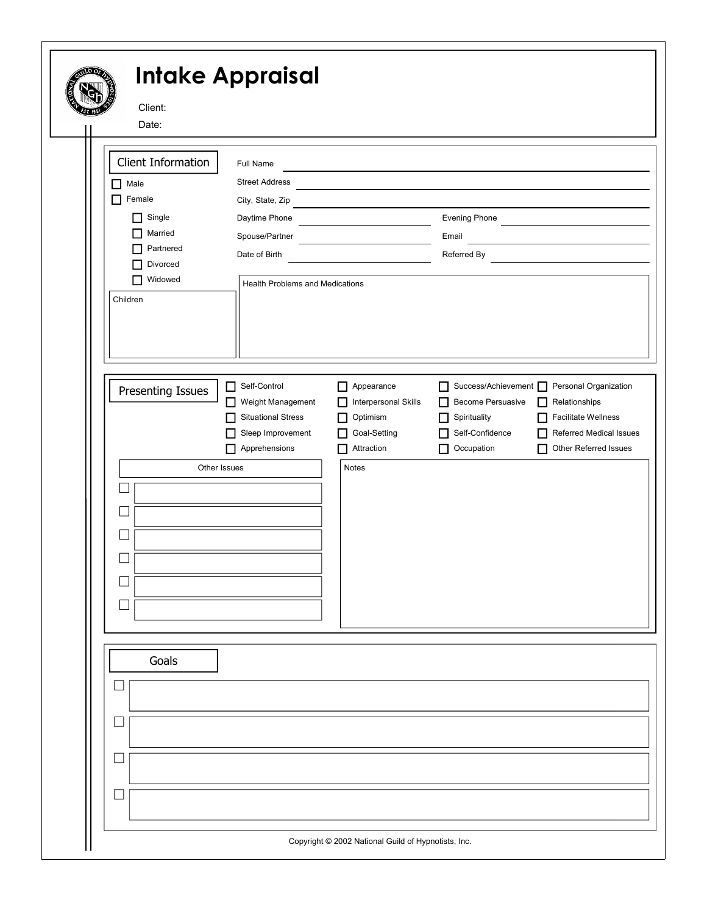# Intake Appraisal

Client:

Date:

## Client Information

- [ ] Male
- [ ] Female
  - [ ] Single
  - [ ] Married
  - [ ] Partnered
  - [ ] Divorced
  - [ ] Widowed

Full Name

Street Address

City, State, Zip

Daytime Phone

Evening Phone

Spouse/Partner

Email

Date of Birth

Referred By

Children

Health Problems and Medications

## Presenting Issues

- [ ] Self-Control
- [ ] Weight Management
- [ ] Situational Stress
- [ ] Sleep Improvement
- [ ] Apprehensions
- [ ] Appearance
- [ ] Interpersonal Skills
- [ ] Optimism
- [ ] Goal-Setting
- [ ] Attraction
- [ ] Success/Achievement
- [ ] Become Persuasive
- [ ] Spirituality
- [ ] Self-Confidence
- [ ] Occupation
- [ ] Personal Organization
- [ ] Relationships
- [ ] Facilitate Wellness
- [ ] Referred Medical Issues
- [ ] Other Referred Issues

Other Issues

- [ ]
- [ ]
- [ ]
- [ ]
- [ ]
- [ ]

Notes

## Goals

- [ ]
- [ ]
- [ ]
- [ ]

Copyright © 2002 National Guild of Hypnotists, Inc.